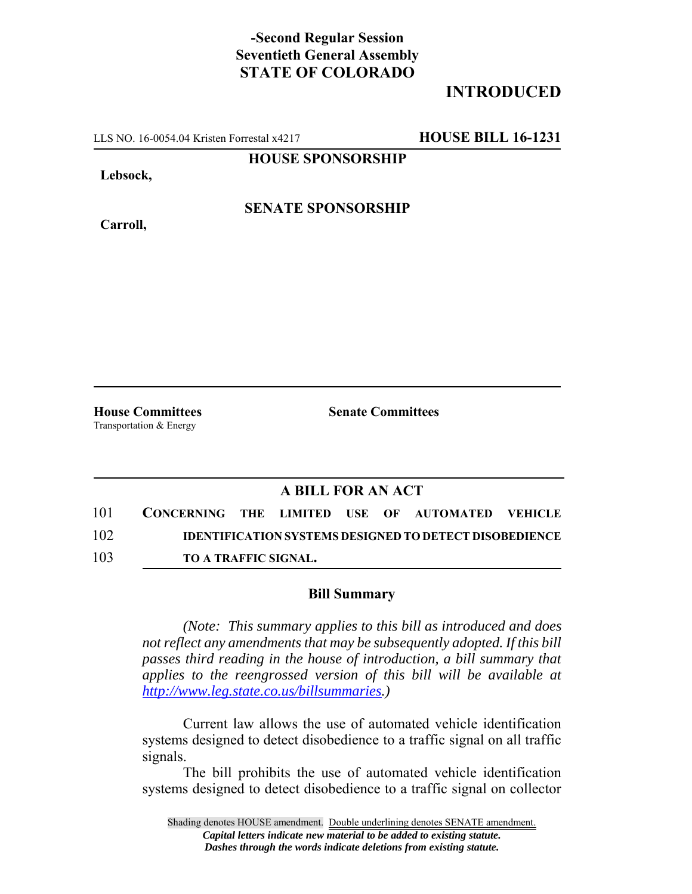**-Second Regular Session**
**Seventieth General Assembly**
**STATE OF COLORADO**

**INTRODUCED**

LLS NO. 16-0054.04 Kristen Forrestal x4217 **HOUSE BILL 16-1231**

**HOUSE SPONSORSHIP**

**Lebsock,**

**SENATE SPONSORSHIP**

**Carroll,**

**House Committees**
Transportation & Energy

**Senate Committees**

## A BILL FOR AN ACT

101 **CONCERNING THE LIMITED USE OF AUTOMATED VEHICLE**
102 **IDENTIFICATION SYSTEMS DESIGNED TO DETECT DISOBEDIENCE**
103 **TO A TRAFFIC SIGNAL.**

### Bill Summary

*(Note: This summary applies to this bill as introduced and does not reflect any amendments that may be subsequently adopted. If this bill passes third reading in the house of introduction, a bill summary that applies to the reengrossed version of this bill will be available at http://www.leg.state.co.us/billsummaries.)*

Current law allows the use of automated vehicle identification systems designed to detect disobedience to a traffic signal on all traffic signals.

The bill prohibits the use of automated vehicle identification systems designed to detect disobedience to a traffic signal on collector

Shading denotes HOUSE amendment. Double underlining denotes SENATE amendment.
*Capital letters indicate new material to be added to existing statute.*
*Dashes through the words indicate deletions from existing statute.*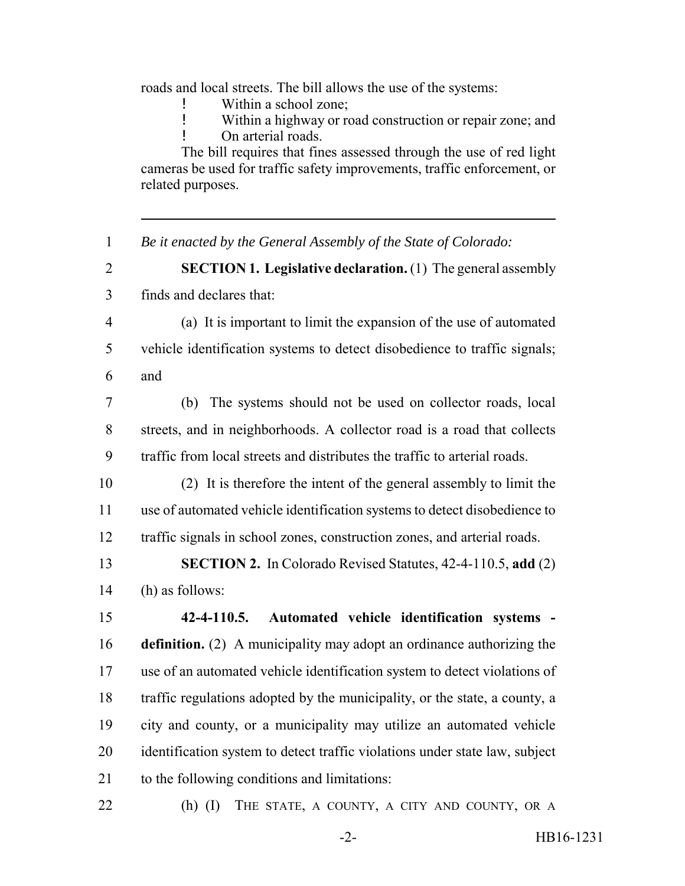roads and local streets. The bill allows the use of the systems:

- Within a school zone;
- Within a highway or road construction or repair zone; and
- On arterial roads.

The bill requires that fines assessed through the use of red light cameras be used for traffic safety improvements, traffic enforcement, or related purposes.

---

*Be it enacted by the General Assembly of the State of Colorado:*

**SECTION 1. Legislative declaration.** (1) The general assembly finds and declares that:

(a) It is important to limit the expansion of the use of automated vehicle identification systems to detect disobedience to traffic signals; and

(b) The systems should not be used on collector roads, local streets, and in neighborhoods. A collector road is a road that collects traffic from local streets and distributes the traffic to arterial roads.

(2) It is therefore the intent of the general assembly to limit the use of automated vehicle identification systems to detect disobedience to traffic signals in school zones, construction zones, and arterial roads.

**SECTION 2.** In Colorado Revised Statutes, 42-4-110.5, **add** (2) (h) as follows:

**42-4-110.5. Automated vehicle identification systems - definition.** (2) A municipality may adopt an ordinance authorizing the use of an automated vehicle identification system to detect violations of traffic regulations adopted by the municipality, or the state, a county, a city and county, or a municipality may utilize an automated vehicle identification system to detect traffic violations under state law, subject to the following conditions and limitations:

(h) (I) THE STATE, A COUNTY, A CITY AND COUNTY, OR A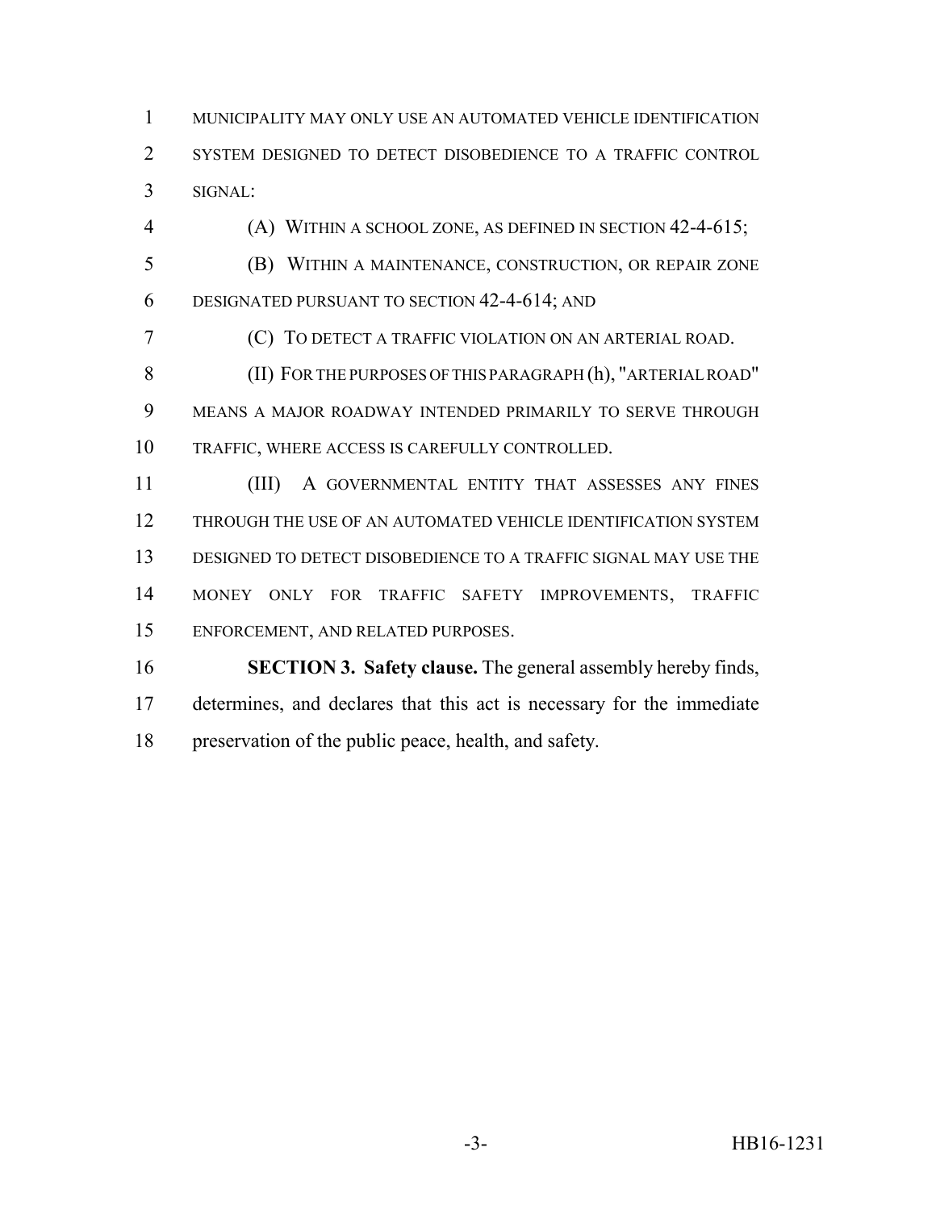MUNICIPALITY MAY ONLY USE AN AUTOMATED VEHICLE IDENTIFICATION SYSTEM DESIGNED TO DETECT DISOBEDIENCE TO A TRAFFIC CONTROL SIGNAL:

(A) WITHIN A SCHOOL ZONE, AS DEFINED IN SECTION 42-4-615;

(B) WITHIN A MAINTENANCE, CONSTRUCTION, OR REPAIR ZONE DESIGNATED PURSUANT TO SECTION 42-4-614; AND

(C) TO DETECT A TRAFFIC VIOLATION ON AN ARTERIAL ROAD.

(II) FOR THE PURPOSES OF THIS PARAGRAPH (h), "ARTERIAL ROAD" MEANS A MAJOR ROADWAY INTENDED PRIMARILY TO SERVE THROUGH TRAFFIC, WHERE ACCESS IS CAREFULLY CONTROLLED.

(III) A GOVERNMENTAL ENTITY THAT ASSESSES ANY FINES THROUGH THE USE OF AN AUTOMATED VEHICLE IDENTIFICATION SYSTEM DESIGNED TO DETECT DISOBEDIENCE TO A TRAFFIC SIGNAL MAY USE THE MONEY ONLY FOR TRAFFIC SAFETY IMPROVEMENTS, TRAFFIC ENFORCEMENT, AND RELATED PURPOSES.

**SECTION 3. Safety clause.** The general assembly hereby finds, determines, and declares that this act is necessary for the immediate preservation of the public peace, health, and safety.